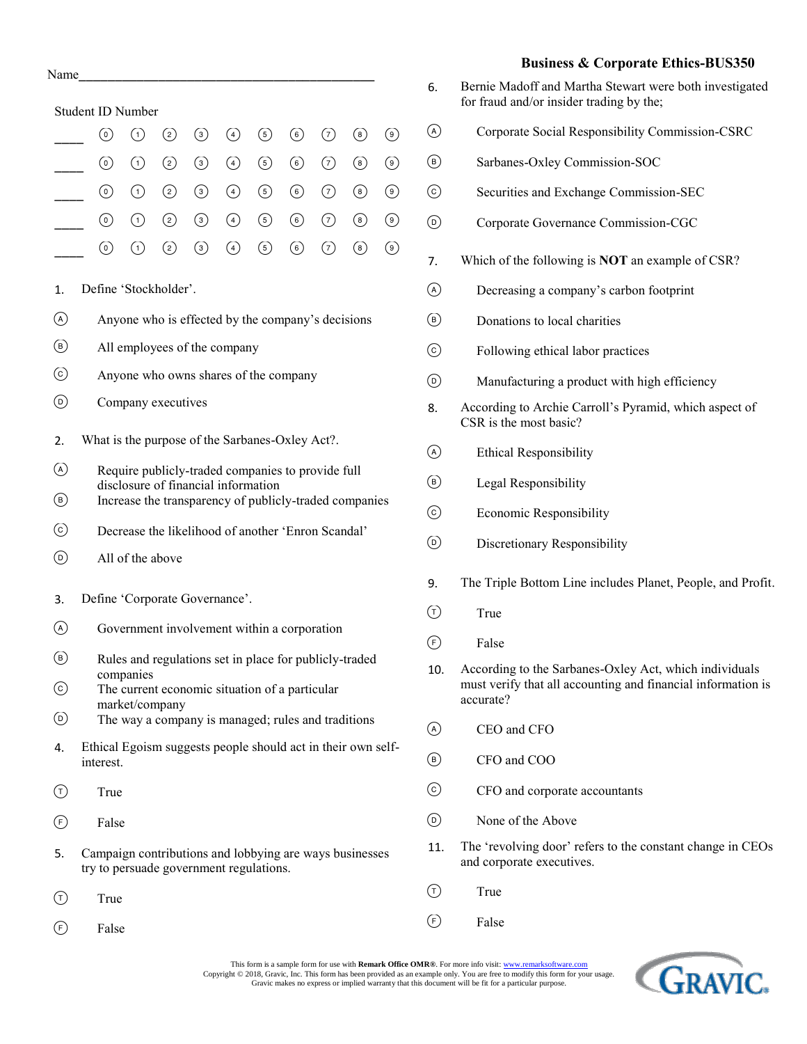# Business & Corporate Ethics-BUS350

Name_______________________________________________

Student ID Number

| | | | | | | | | | | |
|---|---|---|---|---|---|---|---|---|---|---|
| ____ | ⓪ | ① | ② | ③ | ④ | ⑤ | ⑥ | ⑦ | ⑧ | ⑨ |
| ____ | ⓪ | ① | ② | ③ | ④ | ⑤ | ⑥ | ⑦ | ⑧ | ⑨ |
| ____ | ⓪ | ① | ② | ③ | ④ | ⑤ | ⑥ | ⑦ | ⑧ | ⑨ |
| ____ | ⓪ | ① | ② | ③ | ④ | ⑤ | ⑥ | ⑦ | ⑧ | ⑨ |
| ____ | ⓪ | ① | ② | ③ | ④ | ⑤ | ⑥ | ⑦ | ⑧ | ⑨ |

1. Define 'Stockholder'.

   Ⓐ Anyone who is effected by the company's decisions

   Ⓑ All employees of the company

   Ⓒ Anyone who owns shares of the company

   Ⓓ Company executives

2. What is the purpose of the Sarbanes-Oxley Act?.

   Ⓐ Require publicly-traded companies to provide full disclosure of financial information

   Ⓑ Increase the transparency of publicly-traded companies

   Ⓒ Decrease the likelihood of another 'Enron Scandal'

   Ⓓ All of the above

3. Define 'Corporate Governance'.

   Ⓐ Government involvement within a corporation

   Ⓑ Rules and regulations set in place for publicly-traded companies

   Ⓒ The current economic situation of a particular market/company

   Ⓓ The way a company is managed; rules and traditions

4. Ethical Egoism suggests people should act in their own self-interest.

   Ⓣ True

   Ⓕ False

5. Campaign contributions and lobbying are ways businesses try to persuade government regulations.

   Ⓣ True

   Ⓕ False

6. Bernie Madoff and Martha Stewart were both investigated for fraud and/or insider trading by the;

   Ⓐ Corporate Social Responsibility Commission-CSRC

   Ⓑ Sarbanes-Oxley Commission-SOC

   Ⓒ Securities and Exchange Commission-SEC

   Ⓓ Corporate Governance Commission-CGC

7. Which of the following is **NOT** an example of CSR?

   Ⓐ Decreasing a company's carbon footprint

   Ⓑ Donations to local charities

   Ⓒ Following ethical labor practices

   Ⓓ Manufacturing a product with high efficiency

8. According to Archie Carroll's Pyramid, which aspect of CSR is the most basic?

   Ⓐ Ethical Responsibility

   Ⓑ Legal Responsibility

   Ⓒ Economic Responsibility

   Ⓓ Discretionary Responsibility

9. The Triple Bottom Line includes Planet, People, and Profit.

   Ⓣ True

   Ⓕ False

10. According to the Sarbanes-Oxley Act, which individuals must verify that all accounting and financial information is accurate?

    Ⓐ CEO and CFO

    Ⓑ CFO and COO

    Ⓒ CFO and corporate accountants

    Ⓓ None of the Above

11. The 'revolving door' refers to the constant change in CEOs and corporate executives.

    Ⓣ True

    Ⓕ False

This form is a sample form for use with **Remark Office OMR®**. For more info visit: www.remarksoftware.com
Copyright © 2018, Gravic, Inc. This form has been provided as an example only. You are free to modify this form for your usage.
Gravic makes no express or implied warranty that this document will be fit for a particular purpose.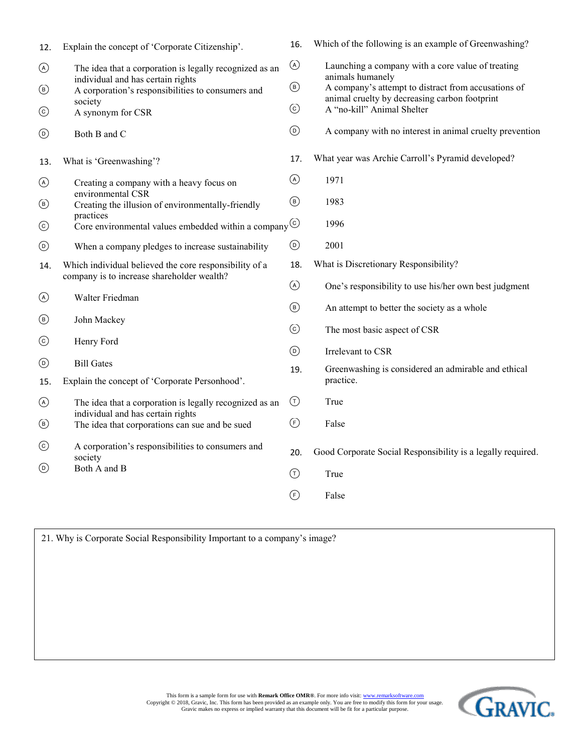12. Explain the concept of 'Corporate Citizenship'.

- (A) The idea that a corporation is legally recognized as an individual and has certain rights
- (B) A corporation's responsibilities to consumers and society
- (C) A synonym for CSR
- (D) Both B and C

13. What is 'Greenwashing'?

- (A) Creating a company with a heavy focus on environmental CSR
- (B) Creating the illusion of environmentally-friendly practices
- (C) Core environmental values embedded within a company
- (D) When a company pledges to increase sustainability

14. Which individual believed the core responsibility of a company is to increase shareholder wealth?

- (A) Walter Friedman
- (B) John Mackey
- (C) Henry Ford
- (D) Bill Gates

15. Explain the concept of 'Corporate Personhood'.

- (A) The idea that a corporation is legally recognized as an individual and has certain rights
- (B) The idea that corporations can sue and be sued
- (C) A corporation's responsibilities to consumers and society
- (D) Both A and B

16. Which of the following is an example of Greenwashing?

- (A) Launching a company with a core value of treating animals humanely
- (B) A company's attempt to distract from accusations of animal cruelty by decreasing carbon footprint
- (C) A "no-kill" Animal Shelter
- (D) A company with no interest in animal cruelty prevention

17. What year was Archie Carroll's Pyramid developed?

- (A) 1971
- (B) 1983
- (C) 1996
- (D) 2001

18. What is Discretionary Responsibility?

- (A) One's responsibility to use his/her own best judgment
- (B) An attempt to better the society as a whole
- (C) The most basic aspect of CSR
- (D) Irrelevant to CSR

19. Greenwashing is considered an admirable and ethical practice.

- (T) True
- (F) False

20. Good Corporate Social Responsibility is a legally required.

- (T) True
- (F) False

21. Why is Corporate Social Responsibility Important to a company's image?

This form is a sample form for use with **Remark Office OMR®**. For more info visit: www.remarksoftware.com
Copyright © 2018, Gravic, Inc. This form has been provided as an example only. You are free to modify this form for your usage. Gravic makes no express or implied warranty that this document will be fit for a particular purpose.

GRAVIC